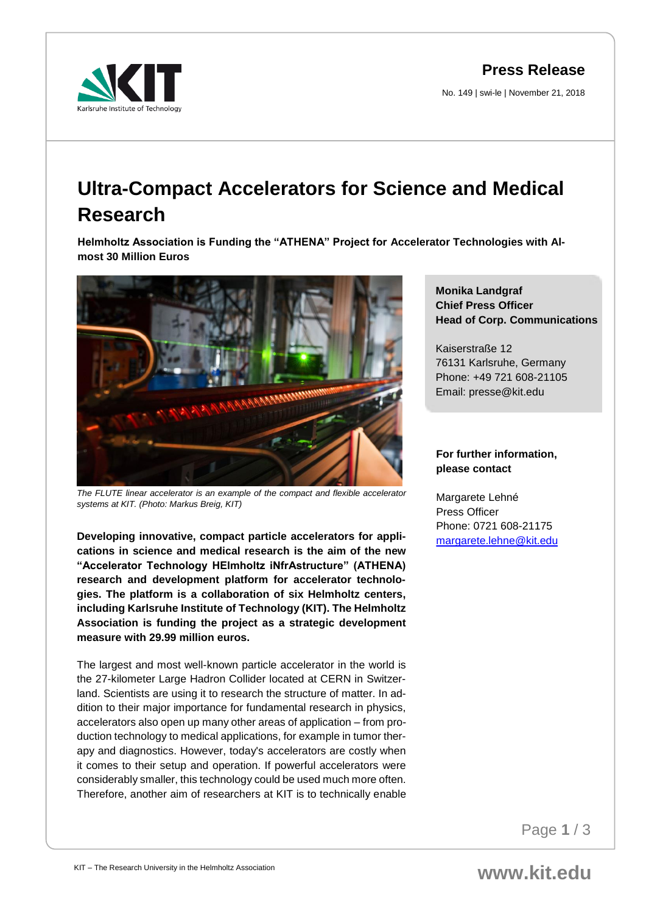**Press Release**

No. 149 | swi-le | November 21, 2018

# Ultra-Compact Accelerators for Science and Medical Research

**Helmholtz Association is Funding the "ATHENA" Project for Accelerator Technologies with Almost 30 Million Euros**

*The FLUTE linear accelerator is an example of the compact and flexible accelerator systems at KIT. (Photo: Markus Breig, KIT)*

**Developing innovative, compact particle accelerators for applications in science and medical research is the aim of the new "Accelerator Technology HElmholtz iNfrAstructure" (ATHENA) research and development platform for accelerator technologies. The platform is a collaboration of six Helmholtz centers, including Karlsruhe Institute of Technology (KIT). The Helmholtz Association is funding the project as a strategic development measure with 29.99 million euros.**

The largest and most well-known particle accelerator in the world is the 27-kilometer Large Hadron Collider located at CERN in Switzerland. Scientists are using it to research the structure of matter. In addition to their major importance for fundamental research in physics, accelerators also open up many other areas of application – from production technology to medical applications, for example in tumor therapy and diagnostics. However, today's accelerators are costly when it comes to their setup and operation. If powerful accelerators were considerably smaller, this technology could be used much more often. Therefore, another aim of researchers at KIT is to technically enable

**Monika Landgraf**
**Chief Press Officer**
**Head of Corp. Communications**

Kaiserstraße 12
76131 Karlsruhe, Germany
Phone: +49 721 608-21105
Email: presse@kit.edu

**For further information, please contact**

Margarete Lehné
Press Officer
Phone: 0721 608-21175
margarete.lehne@kit.edu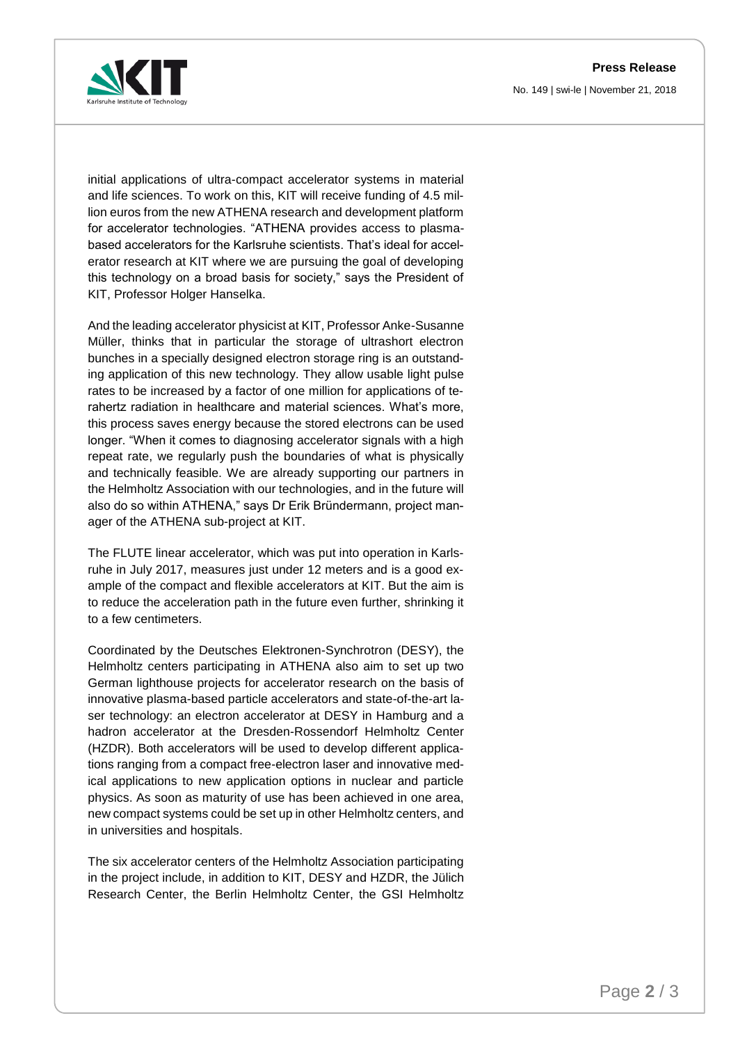initial applications of ultra-compact accelerator systems in material and life sciences. To work on this, KIT will receive funding of 4.5 million euros from the new ATHENA research and development platform for accelerator technologies. "ATHENA provides access to plasma-based accelerators for the Karlsruhe scientists. That's ideal for accelerator research at KIT where we are pursuing the goal of developing this technology on a broad basis for society," says the President of KIT, Professor Holger Hanselka.

And the leading accelerator physicist at KIT, Professor Anke-Susanne Müller, thinks that in particular the storage of ultrashort electron bunches in a specially designed electron storage ring is an outstanding application of this new technology. They allow usable light pulse rates to be increased by a factor of one million for applications of terahertz radiation in healthcare and material sciences. What's more, this process saves energy because the stored electrons can be used longer. "When it comes to diagnosing accelerator signals with a high repeat rate, we regularly push the boundaries of what is physically and technically feasible. We are already supporting our partners in the Helmholtz Association with our technologies, and in the future will also do so within ATHENA," says Dr Erik Bründermann, project manager of the ATHENA sub-project at KIT.

The FLUTE linear accelerator, which was put into operation in Karlsruhe in July 2017, measures just under 12 meters and is a good example of the compact and flexible accelerators at KIT. But the aim is to reduce the acceleration path in the future even further, shrinking it to a few centimeters.

Coordinated by the Deutsches Elektronen-Synchrotron (DESY), the Helmholtz centers participating in ATHENA also aim to set up two German lighthouse projects for accelerator research on the basis of innovative plasma-based particle accelerators and state-of-the-art laser technology: an electron accelerator at DESY in Hamburg and a hadron accelerator at the Dresden-Rossendorf Helmholtz Center (HZDR). Both accelerators will be used to develop different applications ranging from a compact free-electron laser and innovative medical applications to new application options in nuclear and particle physics. As soon as maturity of use has been achieved in one area, new compact systems could be set up in other Helmholtz centers, and in universities and hospitals.

The six accelerator centers of the Helmholtz Association participating in the project include, in addition to KIT, DESY and HZDR, the Jülich Research Center, the Berlin Helmholtz Center, the GSI Helmholtz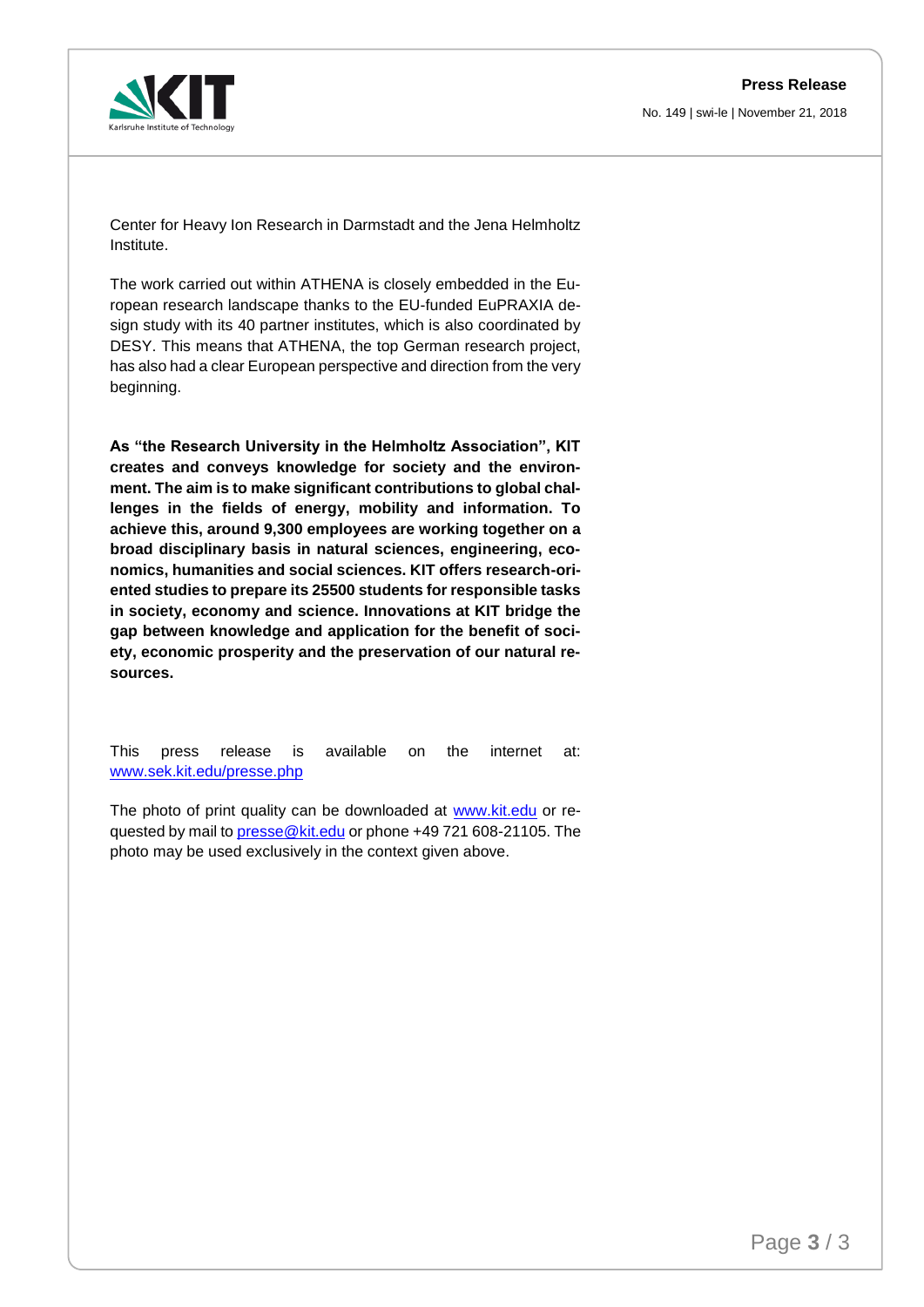Center for Heavy Ion Research in Darmstadt and the Jena Helmholtz Institute.

The work carried out within ATHENA is closely embedded in the European research landscape thanks to the EU-funded EuPRAXIA design study with its 40 partner institutes, which is also coordinated by DESY. This means that ATHENA, the top German research project, has also had a clear European perspective and direction from the very beginning.

**As "the Research University in the Helmholtz Association", KIT creates and conveys knowledge for society and the environment. The aim is to make significant contributions to global challenges in the fields of energy, mobility and information. To achieve this, around 9,300 employees are working together on a broad disciplinary basis in natural sciences, engineering, economics, humanities and social sciences. KIT offers research-oriented studies to prepare its 25500 students for responsible tasks in society, economy and science. Innovations at KIT bridge the gap between knowledge and application for the benefit of society, economic prosperity and the preservation of our natural resources.**

This press release is available on the internet at: [www.sek.kit.edu/presse.php](www.sek.kit.edu/presse.php)

The photo of print quality can be downloaded at [www.kit.edu](www.kit.edu) or requested by mail to [presse@kit.edu](mailto:presse@kit.edu) or phone +49 721 608-21105. The photo may be used exclusively in the context given above.